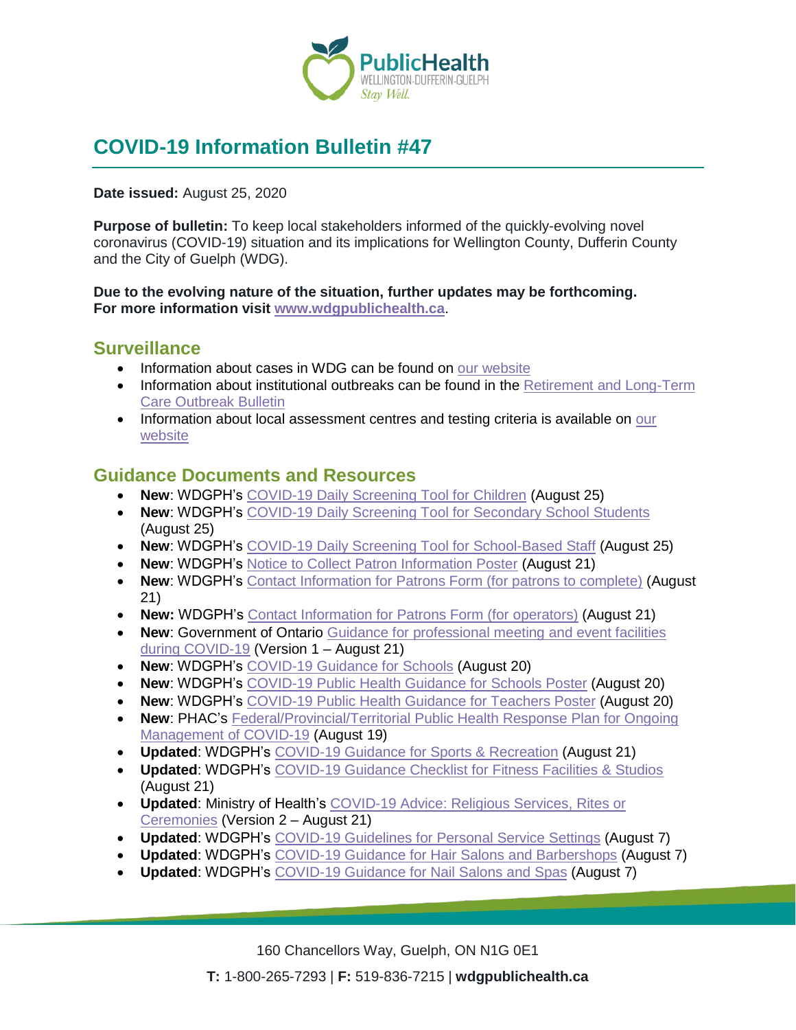# COVID-19 Information Bulletin #47

**Date issued:** August 25, 2020

**Purpose of bulletin:** To keep local stakeholders informed of the quickly-evolving novel coronavirus (COVID-19) situation and its implications for Wellington County, Dufferin County and the City of Guelph (WDG).

**Due to the evolving nature of the situation, further updates may be forthcoming. For more information visit www.wdgpublichealth.ca.**

## Surveillance

- Information about cases in WDG can be found on our website
- Information about institutional outbreaks can be found in the Retirement and Long-Term Care Outbreak Bulletin
- Information about local assessment centres and testing criteria is available on our website

## Guidance Documents and Resources

- **New**: WDGPH's COVID-19 Daily Screening Tool for Children (August 25)
- **New**: WDGPH's COVID-19 Daily Screening Tool for Secondary School Students (August 25)
- **New**: WDGPH's COVID-19 Daily Screening Tool for School-Based Staff (August 25)
- **New**: WDGPH's Notice to Collect Patron Information Poster (August 21)
- **New**: WDGPH's Contact Information for Patrons Form (for patrons to complete) (August 21)
- **New:** WDGPH's Contact Information for Patrons Form (for operators) (August 21)
- **New**: Government of Ontario Guidance for professional meeting and event facilities during COVID-19 (Version 1 – August 21)
- **New**: WDGPH's COVID-19 Guidance for Schools (August 20)
- **New**: WDGPH's COVID-19 Public Health Guidance for Schools Poster (August 20)
- **New**: WDGPH's COVID-19 Public Health Guidance for Teachers Poster (August 20)
- **New**: PHAC's Federal/Provincial/Territorial Public Health Response Plan for Ongoing Management of COVID-19 (August 19)
- **Updated**: WDGPH's COVID-19 Guidance for Sports & Recreation (August 21)
- **Updated**: WDGPH's COVID-19 Guidance Checklist for Fitness Facilities & Studios (August 21)
- **Updated**: Ministry of Health's COVID-19 Advice: Religious Services, Rites or Ceremonies (Version 2 – August 21)
- **Updated**: WDGPH's COVID-19 Guidelines for Personal Service Settings (August 7)
- **Updated**: WDGPH's COVID-19 Guidance for Hair Salons and Barbershops (August 7)
- **Updated**: WDGPH's COVID-19 Guidance for Nail Salons and Spas (August 7)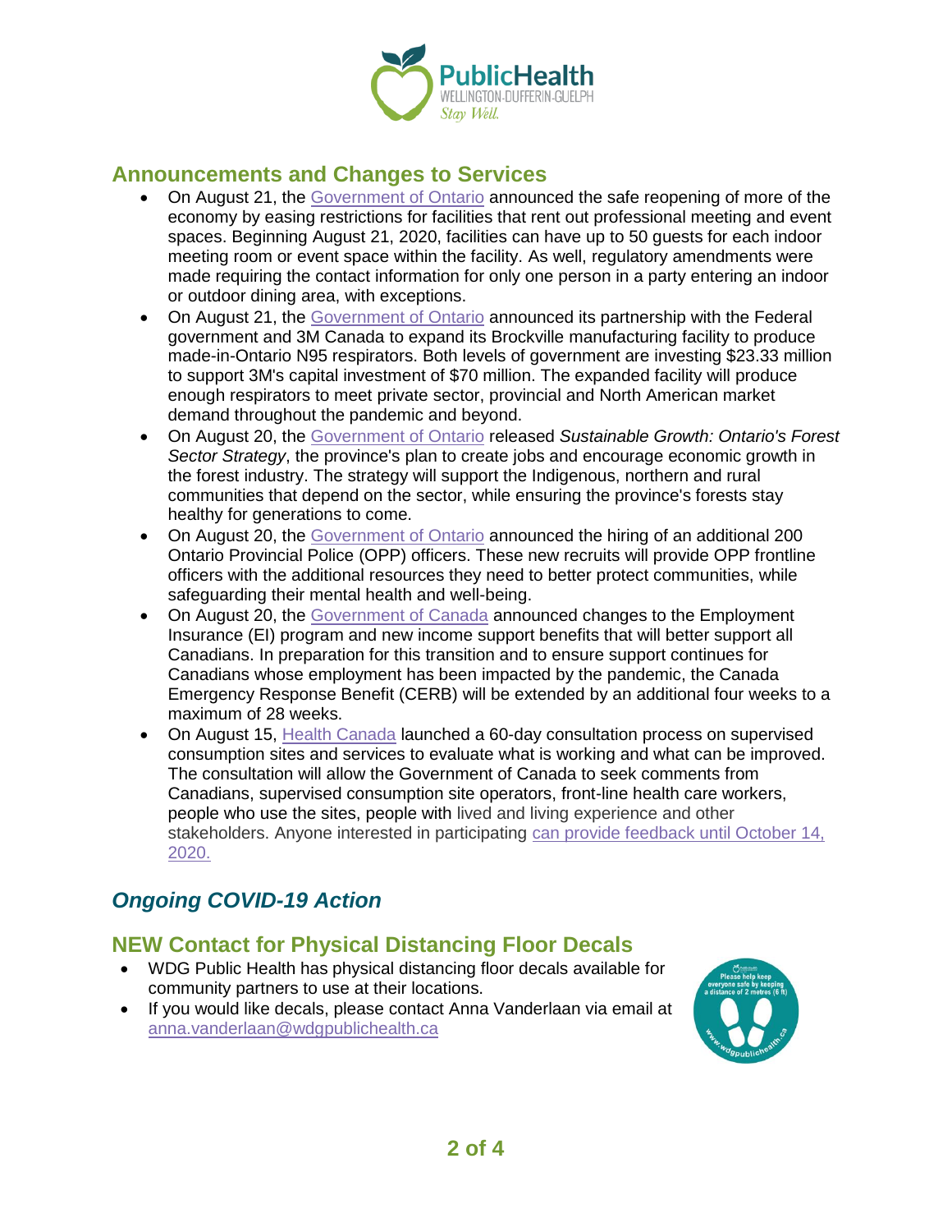## Announcements and Changes to Services

- On August 21, the Government of Ontario announced the safe reopening of more of the economy by easing restrictions for facilities that rent out professional meeting and event spaces. Beginning August 21, 2020, facilities can have up to 50 guests for each indoor meeting room or event space within the facility. As well, regulatory amendments were made requiring the contact information for only one person in a party entering an indoor or outdoor dining area, with exceptions.
- On August 21, the Government of Ontario announced its partnership with the Federal government and 3M Canada to expand its Brockville manufacturing facility to produce made-in-Ontario N95 respirators. Both levels of government are investing $23.33 million to support 3M's capital investment of $70 million. The expanded facility will produce enough respirators to meet private sector, provincial and North American market demand throughout the pandemic and beyond.
- On August 20, the Government of Ontario released *Sustainable Growth: Ontario's Forest Sector Strategy*, the province's plan to create jobs and encourage economic growth in the forest industry. The strategy will support the Indigenous, northern and rural communities that depend on the sector, while ensuring the province's forests stay healthy for generations to come.
- On August 20, the Government of Ontario announced the hiring of an additional 200 Ontario Provincial Police (OPP) officers. These new recruits will provide OPP frontline officers with the additional resources they need to better protect communities, while safeguarding their mental health and well-being.
- On August 20, the Government of Canada announced changes to the Employment Insurance (EI) program and new income support benefits that will better support all Canadians. In preparation for this transition and to ensure support continues for Canadians whose employment has been impacted by the pandemic, the Canada Emergency Response Benefit (CERB) will be extended by an additional four weeks to a maximum of 28 weeks.
- On August 15, Health Canada launched a 60-day consultation process on supervised consumption sites and services to evaluate what is working and what can be improved. The consultation will allow the Government of Canada to seek comments from Canadians, supervised consumption site operators, front-line health care workers, people who use the sites, people with lived and living experience and other stakeholders. Anyone interested in participating can provide feedback until October 14, 2020.

## *Ongoing COVID-19 Action*

## NEW Contact for Physical Distancing Floor Decals

- WDG Public Health has physical distancing floor decals available for community partners to use at their locations.
- If you would like decals, please contact Anna Vanderlaan via email at anna.vanderlaan@wdgpublichealth.ca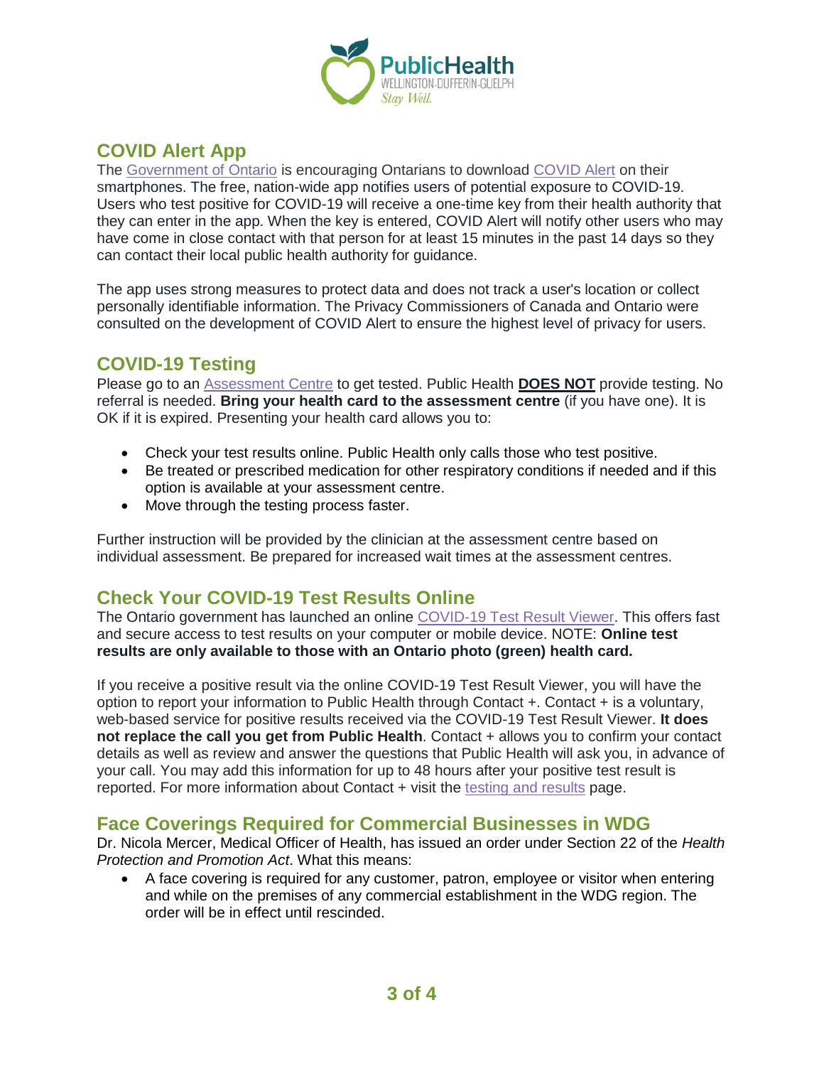## COVID Alert App

The Government of Ontario is encouraging Ontarians to download COVID Alert on their smartphones. The free, nation-wide app notifies users of potential exposure to COVID-19. Users who test positive for COVID-19 will receive a one-time key from their health authority that they can enter in the app. When the key is entered, COVID Alert will notify other users who may have come in close contact with that person for at least 15 minutes in the past 14 days so they can contact their local public health authority for guidance.

The app uses strong measures to protect data and does not track a user's location or collect personally identifiable information. The Privacy Commissioners of Canada and Ontario were consulted on the development of COVID Alert to ensure the highest level of privacy for users.

## COVID-19 Testing

Please go to an Assessment Centre to get tested. Public Health **DOES NOT** provide testing. No referral is needed. **Bring your health card to the assessment centre** (if you have one). It is OK if it is expired. Presenting your health card allows you to:

- Check your test results online. Public Health only calls those who test positive.
- Be treated or prescribed medication for other respiratory conditions if needed and if this option is available at your assessment centre.
- Move through the testing process faster.

Further instruction will be provided by the clinician at the assessment centre based on individual assessment. Be prepared for increased wait times at the assessment centres.

## Check Your COVID-19 Test Results Online

The Ontario government has launched an online COVID-19 Test Result Viewer. This offers fast and secure access to test results on your computer or mobile device. NOTE: **Online test results are only available to those with an Ontario photo (green) health card.**

If you receive a positive result via the online COVID-19 Test Result Viewer, you will have the option to report your information to Public Health through Contact +. Contact + is a voluntary, web-based service for positive results received via the COVID-19 Test Result Viewer. **It does not replace the call you get from Public Health**. Contact + allows you to confirm your contact details as well as review and answer the questions that Public Health will ask you, in advance of your call. You may add this information for up to 48 hours after your positive test result is reported. For more information about Contact + visit the testing and results page.

## Face Coverings Required for Commercial Businesses in WDG

Dr. Nicola Mercer, Medical Officer of Health, has issued an order under Section 22 of the *Health Protection and Promotion Act*. What this means:

- A face covering is required for any customer, patron, employee or visitor when entering and while on the premises of any commercial establishment in the WDG region. The order will be in effect until rescinded.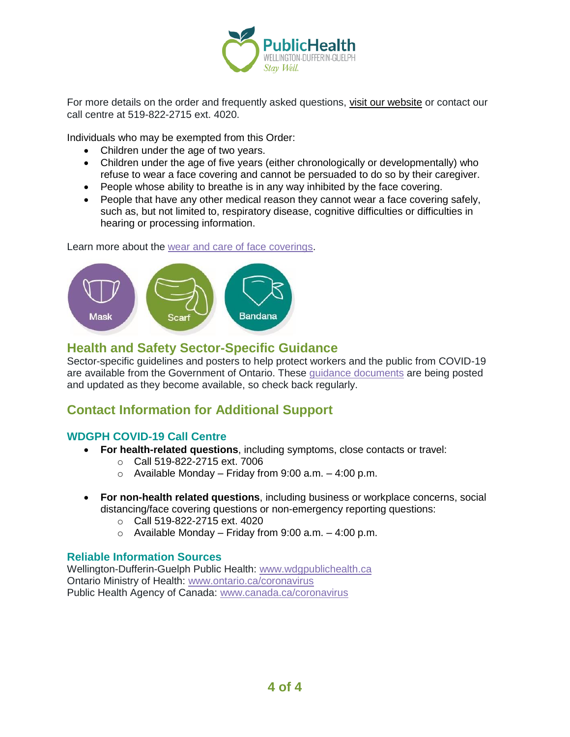For more details on the order and frequently asked questions, visit our website or contact our call centre at 519-822-2715 ext. 4020.

Individuals who may be exempted from this Order:

- Children under the age of two years.
- Children under the age of five years (either chronologically or developmentally) who refuse to wear a face covering and cannot be persuaded to do so by their caregiver.
- People whose ability to breathe is in any way inhibited by the face covering.
- People that have any other medical reason they cannot wear a face covering safely, such as, but not limited to, respiratory disease, cognitive difficulties or difficulties in hearing or processing information.

Learn more about the wear and care of face coverings.

Mask

Scarf

Bandana

## Health and Safety Sector-Specific Guidance

Sector-specific guidelines and posters to help protect workers and the public from COVID-19 are available from the Government of Ontario. These guidance documents are being posted and updated as they become available, so check back regularly.

## Contact Information for Additional Support

### WDGPH COVID-19 Call Centre

- **For health-related questions**, including symptoms, close contacts or travel:
    - Call 519-822-2715 ext. 7006
    - Available Monday – Friday from 9:00 a.m. – 4:00 p.m.

- **For non-health related questions**, including business or workplace concerns, social distancing/face covering questions or non-emergency reporting questions:
    - Call 519-822-2715 ext. 4020
    - Available Monday – Friday from 9:00 a.m. – 4:00 p.m.

### Reliable Information Sources

Wellington-Dufferin-Guelph Public Health: www.wdgpublichealth.ca
Ontario Ministry of Health: www.ontario.ca/coronavirus
Public Health Agency of Canada: www.canada.ca/coronavirus